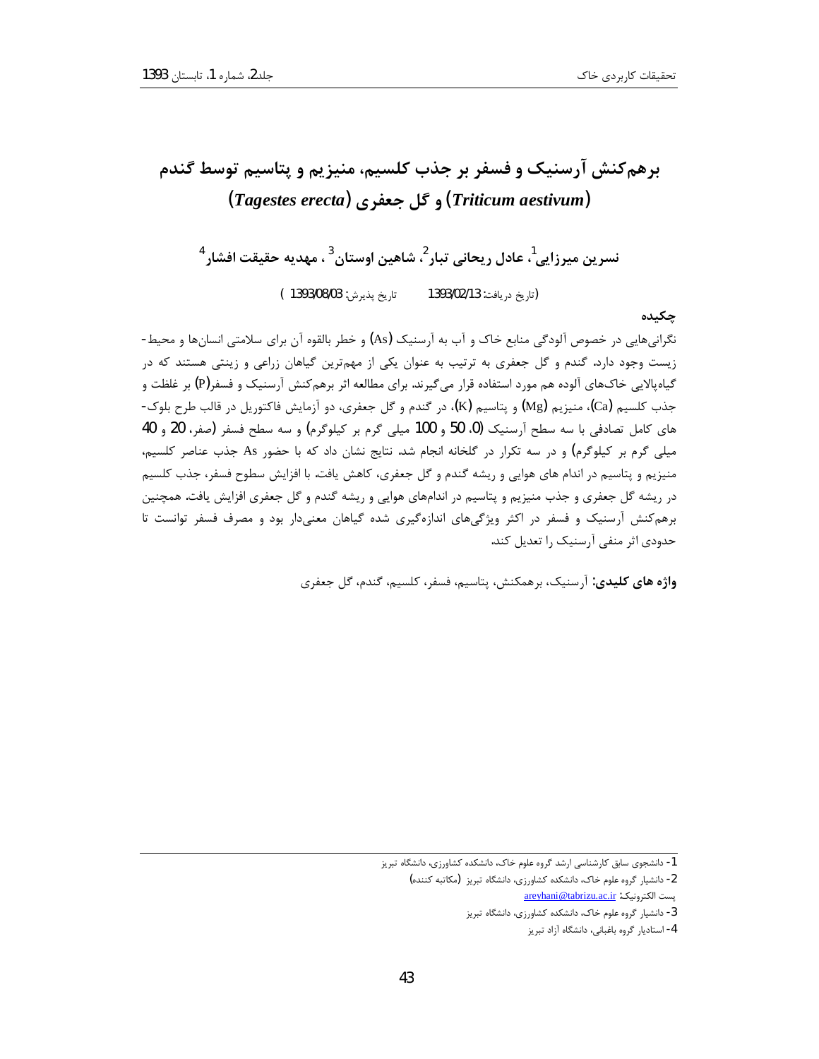# برهم‌کنش آرسنیک و فسفر بر جذب کلسیم، منیزیم و پتاسیم توسط گندم (*Triticum aestivum*) و گل جعفری (*Tagestes erecta*)

**نسرین میرزایی[1]، عادل ریحانی تبار[2]، شاهین اوستان[3] ، مهدیه حقیقت افشار[4]**

(تاریخ دریافت: 1393/02/13 تاریخ پذیرش: 1393/08/03 )

## چکیده

نگرانی‌هایی در خصوص آلودگی منابع خاک و آب به آرسنیک (As) و خطر بالقوه آن برای سلامتی انسان‌ها و محیط-زیست وجود دارد. گندم و گل جعفری به ترتیب به عنوان یکی از مهم‌ترین گیاهان زراعی و زینتی هستند که در گیاه‌پالایی خاک‌های آلوده هم مورد استفاده قرار می‌گیرند. برای مطالعه اثر برهم‌کنش آرسنیک و فسفر(P) بر غلظت و جذب کلسیم (Ca)، منیزیم (Mg) و پتاسیم (K)، در گندم و گل جعفری، دو آزمایش فاکتوریل در قالب طرح بلوک-های کامل تصادفی با سه سطح آرسنیک (0، 50 و 100 میلی گرم بر کیلوگرم) و سه سطح فسفر (صفر، 20 و 40 میلی گرم بر کیلوگرم) و در سه تکرار در گلخانه انجام شد. نتایج نشان داد که با حضور As جذب عناصر کلسیم، منیزیم و پتاسیم در اندام های هوایی و ریشه گندم و گل جعفری، کاهش یافت. با افزایش سطوح فسفر، جذب کلسیم در ریشه گل جعفری و جذب منیزیم و پتاسیم در اندام‌های هوایی و ریشه گندم و گل جعفری افزایش یافت. همچنین برهم‌کنش آرسنیک و فسفر در اکثر ویژگی‌های اندازه‌گیری شده گیاهان معنی‌دار بود و مصرف فسفر توانست تا حدودی اثر منفی آرسنیک را تعدیل کند.

**واژه های کلیدی:** آرسنیک، برهمکنش، پتاسیم، فسفر، کلسیم، گندم، گل جعفری

---

1- دانشجوی سابق کارشناسی ارشد گروه علوم خاک، دانشکده کشاورزی، دانشگاه تبریز

2- دانشیار گروه علوم خاک، دانشکده کشاورزی، دانشگاه تبریز (مکاتبه کننده)

پست الکترونیک: areyhani@tabrizu.ac.ir

3- دانشیار گروه علوم خاک، دانشکده کشاورزی، دانشگاه تبریز

4- استادیار گروه باغبانی، دانشگاه آزاد تبریز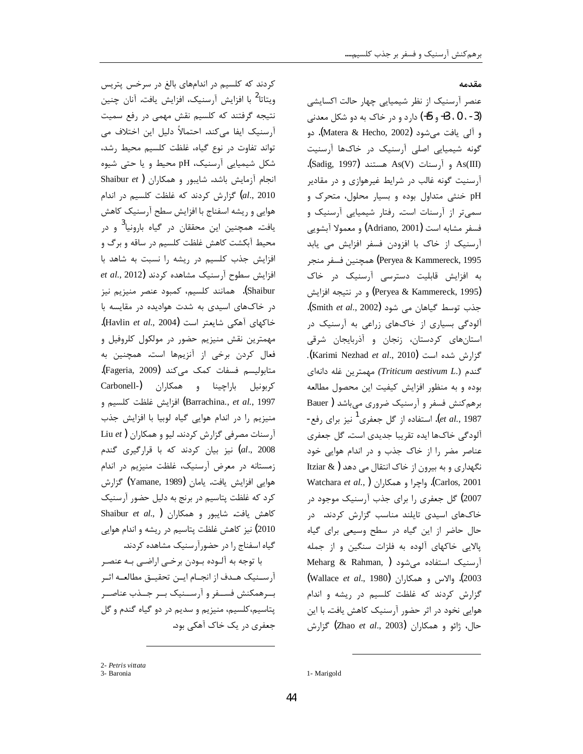## مقدمه

عنصر آرسنیک از نظر شیمیایی چهار حالت اکسایشی (3-، 0، 3+ و 5+) دارد و در خاک به دو شکل معدنی و آلی یافت می‌شود (Matera & Hecho, 2002). دو گونه شیمیایی اصلی آرسنیک در خاک‌ها آرسنیت As(III) و آرسنات As(V) هستند (Sadig, 1997). آرسنیت گونه غالب در شرایط غیرهوازی و در مقادیر pH خنثی متداول بوده و بسیار محلول، متحرک و سمی‌تر از آرسنات است. رفتار شیمیایی آرسنیک و فسفر مشابه است (Adriano, 2001) و معمولا آبشویی آرسنیک از خاک با افزودن فسفر افزایش می یابد (Peryea & Kammereck, 1995) همچنین فسفر منجر به افزایش قابلیت دسترسی آرسنیک در خاک (Peryea & Kammereck, 1995) و در نتیجه افزایش جذب توسط گیاهان می شود (Smith *et al*., 2002). آلودگی بسیاری از خاک‌های زراعی به آرسنیک در استان‌های کردستان، زنجان و آذربایجان شرقی گزارش شده است (Karimi Nezhad *et al*., 2010). گندم (*Triticum aestivum L*.) مهمترین غله دانه‌ای بوده و به منظور افزایش کیفیت این محصول مطالعه برهم‌کنش فسفر و آرسنیک ضروری می‌باشد (Bauer *et al*., 1987). استفاده از گل جعفری[1] نیز برای رفع-آلودگی خاک‌ها ایده تقریبا جدیدی است. گل جعفری عناصر مضر را از خاک جذب و در اندام هوایی خود نگهداری و به بیرون از خاک انتقال می دهد (Itziar & Carlos, 2001). واچرا و همکاران (Watchara *et al*., 2007) گل جعفری را برای جذب آرسنیک موجود در خاک‌های اسیدی تایلند مناسب گزارش کردند. در حال حاضر از این گیاه در سطح وسیعی برای گیاه پالایی خاکهای آلوده به فلزات سنگین و از جمله آرسنیک استفاده می‌شود (Meharg & Rahman, 2003). والاس و همکاران (Wallace *et al*., 1980) گزارش کردند که غلظت کلسیم در ریشه و اندام هوایی نخود در اثر حضور آرسنیک کاهش یافت. با این حال، ژائو و همکاران (Zhao *et al*., 2003) گزارش کردند که کلسیم در اندام‌های بالغ در سرخس پتریس ویتاتا[2] با افزایش آرسنیک، افزایش یافت. آنان چنین نتیجه گرفتند که کلسیم نقش مهمی در رفع سمیت آرسنیک ایفا می‌کند. احتمالاً دلیل این اختلاف می تواند تفاوت در نوع گیاه، غلظت کلسیم محیط رشد، شکل شیمیایی آرسنیک، pH محیط و یا حتی شیوه انجام آزمایش باشد. شایبور و همکاران (Shaibur *et al*., 2010) گزارش کردند که غلظت کلسیم در اندام هوایی و ریشه اسفناج با افزایش سطح آرسنیک کاهش یافت. همچنین این محققان در گیاه بارونیا[3] و در محیط آبکشت کاهش غلظت کلسیم در ساقه و برگ و افزایش جذب کلسیم در ریشه را نسبت به شاهد با افزایش سطوح آرسنیک مشاهده کردند (Shaibur *et al*., 2012). همانند کلسیم، کمبود عنصر منیزیم نیز در خاک‌های اسیدی به شدت هوادیده در مقایسه با خاکهای آهکی شایعتر است (Havlin *et al*., 2004). مهمترین نقش منیزیم حضور در مولکول کلروفیل و فعال کردن برخی از آنزیم‌ها است. همچنین به متابولیسم فسفات کمک می‌کند (Fageria, 2009). کربونیل باراچینا و همکاران (Carbonell-Barrachina., *et al*., 1997) افزایش غلظت کلسیم و منیزیم را در اندام هوایی گیاه لوبیا با افزایش جذب آرسنات مصرفی گزارش کردند. لیو و همکاران (Liu *et al*., 2008) نیز بیان کردند که با قرارگیری گندم زمستانه در معرض آرسنیک، غلظت منیزیم در اندام هوایی افزایش یافت. یامان (Yamane, 1989) گزارش کرد که غلظت پتاسیم در برنج به دلیل حضور آرسنیک کاهش یافت. شایبور و همکاران (Shaibur *et al*., 2010) نیز کاهش غلظت پتاسیم در ریشه و اندام هوایی گیاه اسفناج را در حضورآرسنیک مشاهده کردند.

با توجه به آلوده بودن برخی اراضی به عنصر آرسنیک هدف از انجام این تحقیق مطالعه اثر برهمکنش فسفر و آرسنیک بر جذب عناصر پتاسیم،کلسیم، منیزیم و سدیم در دو گیاه گندم و گل جعفری در یک خاک آهکی بود.

---

1- Marigold

2- *Petris vittata*

3- Baronia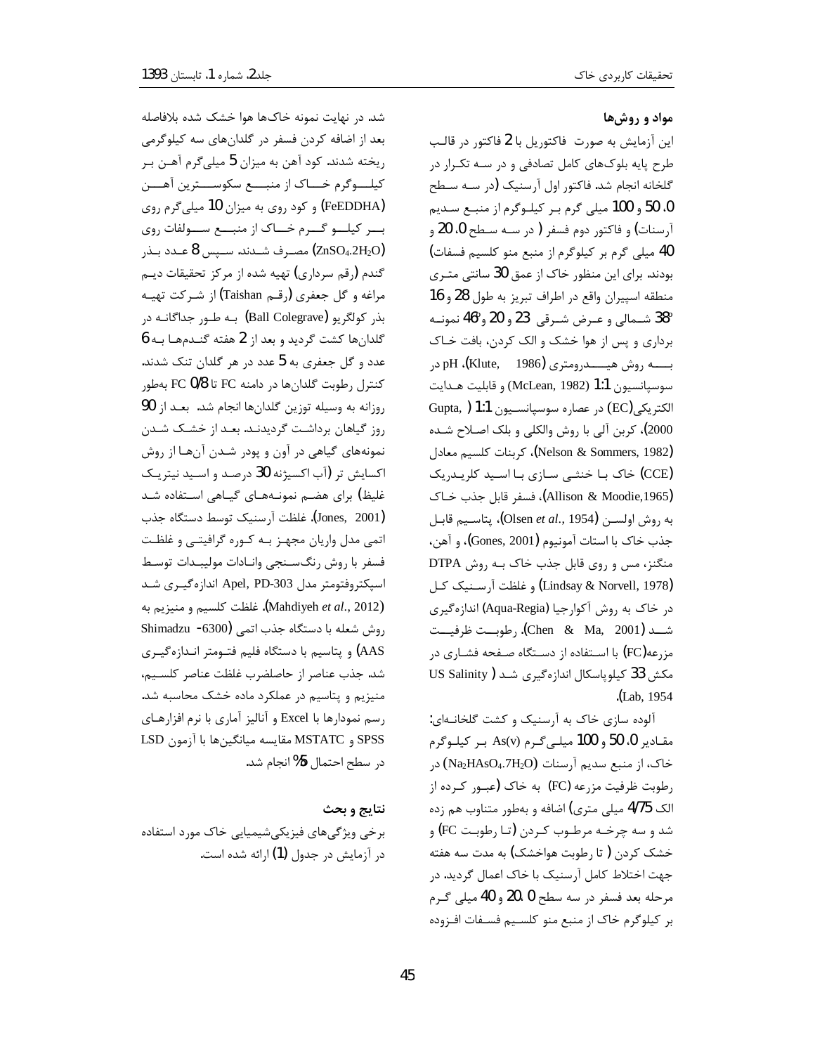## مواد و روش‌ها

این آزمایش به صورت فاکتوریل با 2 فاکتور در قالب طرح پایه بلوک‌های کامل تصادفی و در سه تکرار در گلخانه انجام شد. فاکتور اول آرسنیک (در سه سطح 0، 50 و 100 میلی گرم بر کیلوگرم از منبع سدیم آرسنات) و فاکتور دوم فسفر ( در سه سطح 0، 20 و 40 میلی گرم بر کیلوگرم از منبع منو کلسیم فسفات) بودند. برای این منظور خاک از عمق 30 سانتی متری منطقه اسپیران واقع در اطراف تبریز به طول 28 و 16 °38 شمالی و عرض شرقی 23 و 20 و °46 نمونه برداری و پس از هوا خشک و الک کردن، بافت خاک به روش هیدرومتری (Klute, 1986)، pH در سوسپانسیون 1:1 (McLean, 1982) و قابلیت هدایت الکتریکی(EC) در عصاره سوسپانسیون 1:1 ( Gupta, 2000)، کربن آلی با روش والکلی و بلک اصلاح شده (Nelson & Sommers, 1982)، کربنات کلسیم معادل (CCE) خاک با خنثی سازی با اسید کلریدریک (Allison & Moodie,1965)، فسفر قابل جذب خاک به روش اولسن (Olsen *et al*., 1954)، پتاسیم قابل جذب خاک با استات آمونیوم (Gones, 2001)، و آهن، منگنز، مس و روی قابل جذب خاک به روش DTPA (Lindsay & Norvell, 1978) و غلظت آرسنیک کل در خاک به روش آکوارجیا (Aqua-Regia) اندازه‌گیری شد (Chen & Ma, 2001). رطوبت ظرفیت مزرعه(FC) با استفاده از دستگاه صفحه فشاری در مکش 33 کیلوپاسکال اندازه‌گیری شد ( US Salinity Lab, 1954).

آلوده سازی خاک به آرسنیک و کشت گلخانه‌ای: مقادیر 0، 50 و 100 میلی‌گرم As(v) بر کیلوگرم خاک، از منبع سدیم آرسنات ($Na_2HAsO_4.7H_2O$) در رطوبت ظرفیت مزرعه (FC) به خاک (عبور کرده از الک 4/75 میلی متری) اضافه و به‌طور متناوب هم زده شد و سه چرخه مرطوب کردن (تا رطوبت FC) و خشک کردن ( تا رطوبت هواخشک) به مدت سه هفته جهت اختلاط کامل آرسنیک با خاک اعمال گردید. در مرحله بعد فسفر در سه سطح 0، 20 و 40 میلی گرم بر کیلوگرم خاک از منبع منو کلسیم فسفات افزوده شد. در نهایت نمونه خاک‌ها هوا خشک شده بلافاصله بعد از اضافه کردن فسفر در گلدان‌های سه کیلوگرمی ریخته شدند. کود آهن به میزان 5 میلی‌گرم آهن بر کیلوگرم خاک از منبع سکوسترین آهن (FeEDDHA) و کود روی به میزان 10 میلی‌گرم روی بر کیلو گرم خاک از منبع سولفات روی ($ZnSO_4.2H_2O$) مصرف شدند. سپس 8 عدد بذر گندم (رقم سرداری) تهیه شده از مرکز تحقیقات دیم مراغه و گل جعفری (رقم Taishan) از شرکت تهیه بذر کولگریو (Ball Colegrave) به طور جداگانه در گلدان‌ها کشت گردید و بعد از 2 هفته گندم‌ها به 6 عدد و گل جعفری به 5 عدد در هر گلدان تنک شدند. کنترل رطوبت گلدان‌ها در دامنه FC تا 0/8 FC به‌طور روزانه به وسیله توزین گلدان‌ها انجام شد. بعد از 90 روز گیاهان برداشت گردیدند. بعد از خشک شدن نمونه‌های گیاهی در آون و پودر شدن آن‌ها از روش اکسایش تر (آب اکسیژنه 30 درصد و اسید نیتریک غلیظ) برای هضم نمونه‌های گیاهی استفاده شد (Jones, 2001). غلظت آرسنیک توسط دستگاه جذب اتمی مدل واریان مجهز به کوره گرافیتی و غلظت فسفر با روش رنگ‌سنجی وانادات مولیبدات توسط اسپکتروفتومتر مدل Apel, PD-303 اندازه‌گیری شد (Mahdiyeh *et al*., 2012). غلظت کلسیم و منیزیم به روش شعله با دستگاه جذب اتمی (Shimadzu -6300 AAS) و پتاسیم با دستگاه فلیم فتومتر اندازه‌گیری شد. جذب عناصر از حاصلضرب غلظت عناصر کلسیم، منیزیم و پتاسیم در عملکرد ماده خشک محاسبه شد. رسم نمودارها با Excel و آنالیز آماری با نرم افزارهای SPSS و MSTATC مقایسه میانگین‌ها با آزمون LSD در سطح احتمال 5% انجام شد.

## نتایج و بحث

برخی ویژگی‌های فیزیکی‌شیمیایی خاک مورد استفاده در آزمایش در جدول (1) ارائه شده است.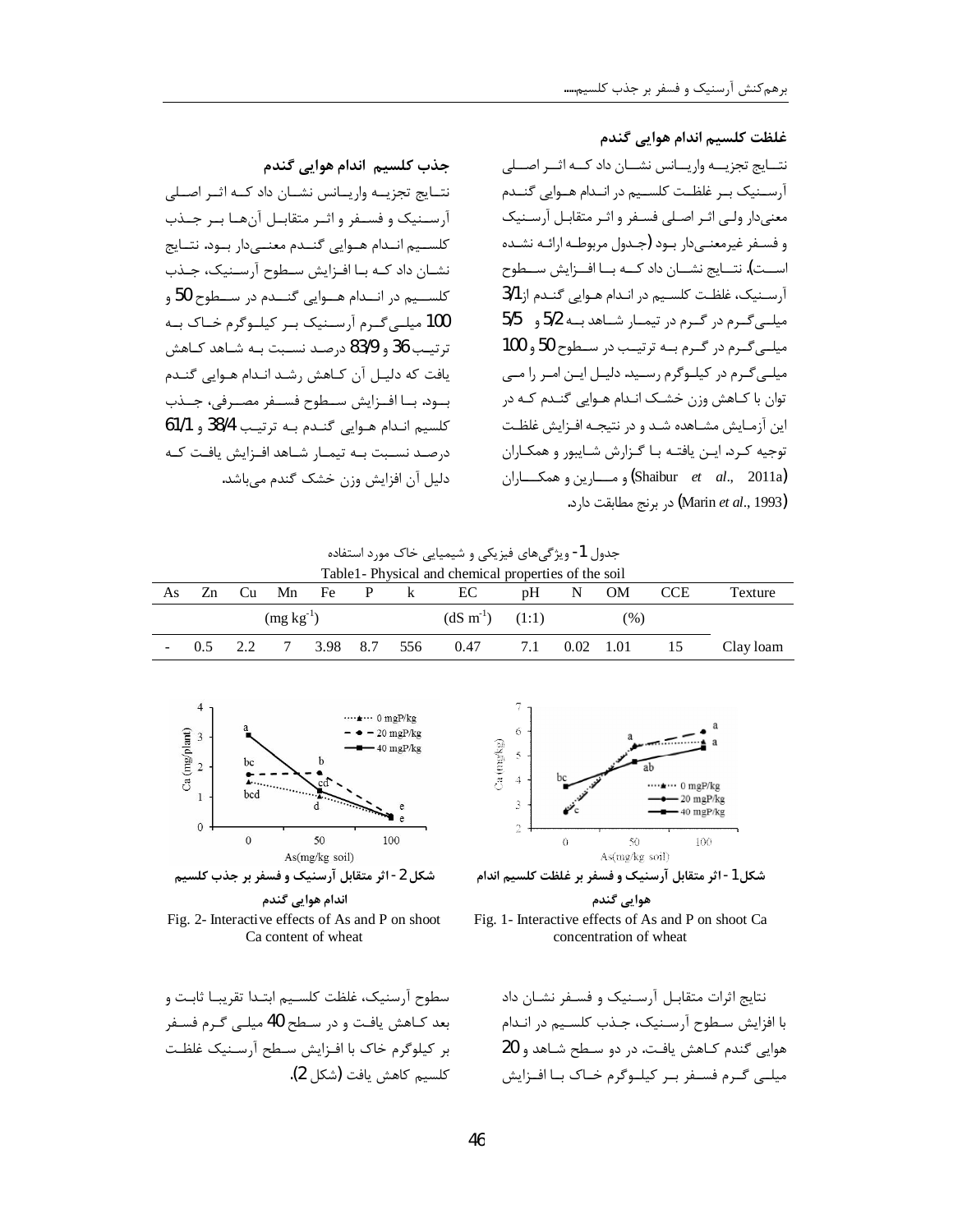### غلظت کلسیم اندام هوایی گندم

نتایج تجزیه واریانس نشان داد که اثر اصلی آرسنیک بر غلظت کلسیم در اندام هوایی گندم معنی‌دار ولی اثر اصلی فسفر و اثر متقابل آرسنیک و فسفر غیرمعنی‌دار بود (جدول مربوطه ارائه نشده است). نتایج نشان داد که با افزایش سطوح آرسنیک، غلظت کلسیم در اندام هوایی گندم از 3/1 میلی‌گرم در گرم در تیمار شاهد به 5/2 و 5/5 میلی‌گرم در گرم به ترتیب در سطوح 50 و 100 میلی‌گرم در کیلوگرم رسید. دلیل این امر را می‌توان با کاهش وزن خشک اندام هوایی گندم که در این آزمایش مشاهده شد و در نتیجه افزایش غلظت توجیه کرد. این یافته با گزارش شایبور و همکاران (Shaibur *et al.*, 2011a) و مارین و همکاران (Marin *et al.*, 1993) در برنج مطابقت دارد.

### جذب کلسیم اندام هوایی گندم

نتایج تجزیه واریانس نشان داد که اثر اصلی آرسنیک و فسفر و اثر متقابل آن‌ها بر جذب کلسیم اندام هوایی گندم معنی‌دار بود. نتایج نشان داد که با افزایش سطوح آرسنیک، جذب کلسیم در اندام هوایی گندم در سطوح 50 و 100 میلی‌گرم آرسنیک بر کیلوگرم خاک به ترتیب 36 و 83/9 درصد نسبت به شاهد کاهش یافت که دلیل آن کاهش رشد اندام هوایی گندم بود. با افزایش سطوح فسفر مصرفی، جذب کلسیم اندام هوایی گندم به ترتیب 38/4 و 61/1 درصد نسبت به تیمار شاهد افزایش یافت که دلیل آن افزایش وزن خشک گندم می‌باشد.

جدول 1- ویژگی‌های فیزیکی و شیمیایی خاک مورد استفاده

Table1- Physical and chemical properties of the soil

| As | Zn | Cu | Mn | Fe | P | k | EC | pH | N | OM | CCE | Texture |
|---|---|---|---|---|---|---|---|---|---|---|---|---|
| | | | (mg kg$^{-1}$) | | | | (dS m$^{-1}$) | (1:1) | | (%) | | |
| - | 0.5 | 2.2 | 7 | 3.98 | 8.7 | 556 | 0.47 | 7.1 | 0.02 | 1.01 | 15 | Clay loam |

شکل 1- اثر متقابل آرسنیک و فسفر بر غلظت کلسیم اندام هوایی گندم

Fig. 1- Interactive effects of As and P on shoot Ca concentration of wheat

شکل 2- اثر متقابل آرسنیک و فسفر بر جذب کلسیم اندام هوایی گندم

Fig. 2- Interactive effects of As and P on shoot Ca content of wheat

نتایج اثرات متقابل آرسنیک و فسفر نشان داد با افزایش سطوح آرسنیک، جذب کلسیم در اندام هوایی گندم کاهش یافت. در دو سطح شاهد و 20 میلی‌گرم فسفر بر کیلوگرم خاک با افزایش سطوح آرسنیک، غلظت کلسیم ابتدا تقریبا ثابت و بعد کاهش یافت و در سطح 40 میلی‌گرم فسفر بر کیلوگرم خاک با افزایش سطح آرسنیک غلظت کلسیم کاهش یافت (شکل 2).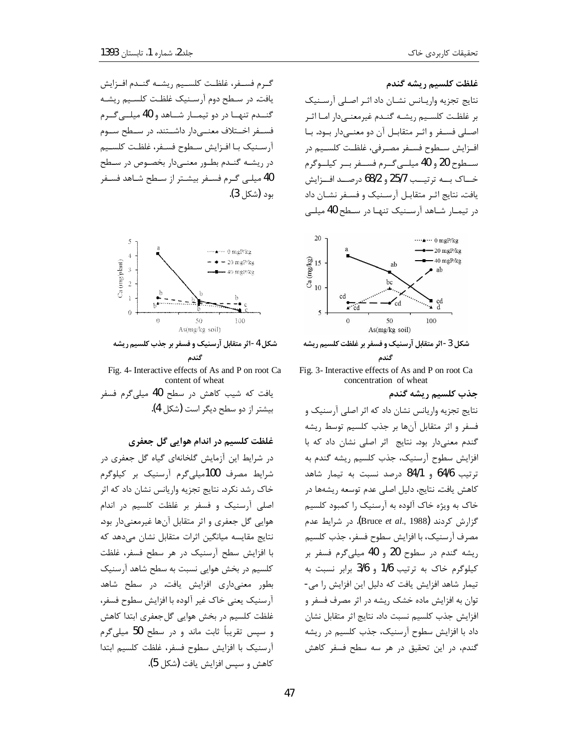### غلظت کلسیم ریشه گندم

نتایج تجزیه واریانس نشان داد اثر اصلی آرسنیک بر غلظت کلسیم ریشه گندم غیرمعنی‌دار اما اثر اصلی فسفر و اثر متقابل آن دو معنی‌دار بود. با افزایش سطوح فسفر مصرفی، غلظت کلسیم در سطوح 20 و 40 میلی‌گرم فسفر بر کیلوگرم خاک به ترتیب 25/7 و 68/2 درصد افزایش یافت. نتایج اثر متقابل آرسنیک و فسفر نشان داد در تیمار شاهد آرسنیک تنها در سطح 40 میلی گرم فسفر، غلظت کلسیم ریشه گندم افزایش یافت. در سطح دوم آرسنیک غلظت کلسیم ریشه گندم تنها در دو تیمار شاهد و 40 میلی‌گرم فسفر اختلاف معنی‌دار داشتند. در سطح سوم آرسنیک با افزایش سطوح فسفر، غلظت کلسیم در ریشه گندم بطور معنی‌دار بخصوص در سطح 40 میلی گرم فسفر بیشتر از سطح شاهد فسفر بود (شکل 3).

شکل 3 -اثر متقابل آرسنیک و فسفر بر غلظت کلسیم ریشه گندم

Fig. 3- Interactive effects of As and P on root Ca concentration of wheat

### جذب کلسیم ریشه گندم

نتایج تجزیه واریانس نشان داد که اثر اصلی آرسنیک و فسفر و اثر متقابل آن‌ها بر جذب کلسیم توسط ریشه گندم معنی‌دار بود. نتایج اثر اصلی نشان داد که با افزایش سطوح آرسنیک، جذب کلسیم ریشه گندم به ترتیب 64/6 و 84/1 درصد نسبت به تیمار شاهد کاهش یافت. نتایج، دلیل اصلی عدم توسعه ریشه‌ها در خاک به ویژه خاک آلوده به آرسنیک را کمبود کلسیم گزارش کردند (Bruce *et al*., 1988). در شرایط عدم مصرف آرسنیک، با افزایش سطوح فسفر، جذب کلسیم ریشه گندم در سطوح 20 و 40 میلی‌گرم فسفر بر کیلوگرم خاک به ترتیب 1/6 و 3/6 برابر نسبت به تیمار شاهد افزایش یافت که دلیل این افزایش را می‌توان به افزایش ماده خشک ریشه در اثر مصرف فسفر و افزایش جذب کلسیم نسبت داد. نتایج اثر متقابل نشان داد با افزایش سطوح آرسنیک، جذب کلسیم در ریشه گندم، در این تحقیق در هر سه سطح فسفر کاهش یافت که شیب کاهش در سطح 40 میلی‌گرم فسفر بیشتر از دو سطح دیگر است (شکل 4).

شکل 4 -اثر متقابل آرسنیک و فسفر بر جذب کلسیم ریشه گندم

Fig. 4- Interactive effects of As and P on root Ca content of wheat

### غلظت کلسیم در اندام هوایی گل جعفری

در شرایط این آزمایش گلخانه‌ای گیاه گل جعفری در شرایط مصرف 100میلی‌گرم آرسنیک بر کیلوگرم خاک رشد نکرد. نتایج تجزیه واریانس نشان داد که اثر اصلی آرسنیک و فسفر بر غلظت کلسیم در اندام هوایی گل جعفری و اثر متقابل آن‌ها غیرمعنی‌دار بود. نتایج مقایسه میانگین اثرات متقابل نشان می‌دهد که با افزایش سطح آرسنیک در هر سطح فسفر، غلظت کلسیم در بخش هوایی نسبت به سطح شاهد آرسنیک بطور معنی‌داری افزایش یافت. در سطح شاهد آرسنیک یعنی خاک غیر آلوده با افزایش سطوح فسفر، غلظت کلسیم در بخش هوایی گل‌جعفری ابتدا کاهش و سپس تقریباً ثابت ماند و در سطح 50 میلی‌گرم آرسنیک با افزایش سطوح فسفر، غلظت کلسیم ابتدا کاهش و سپس افزایش یافت (شکل 5).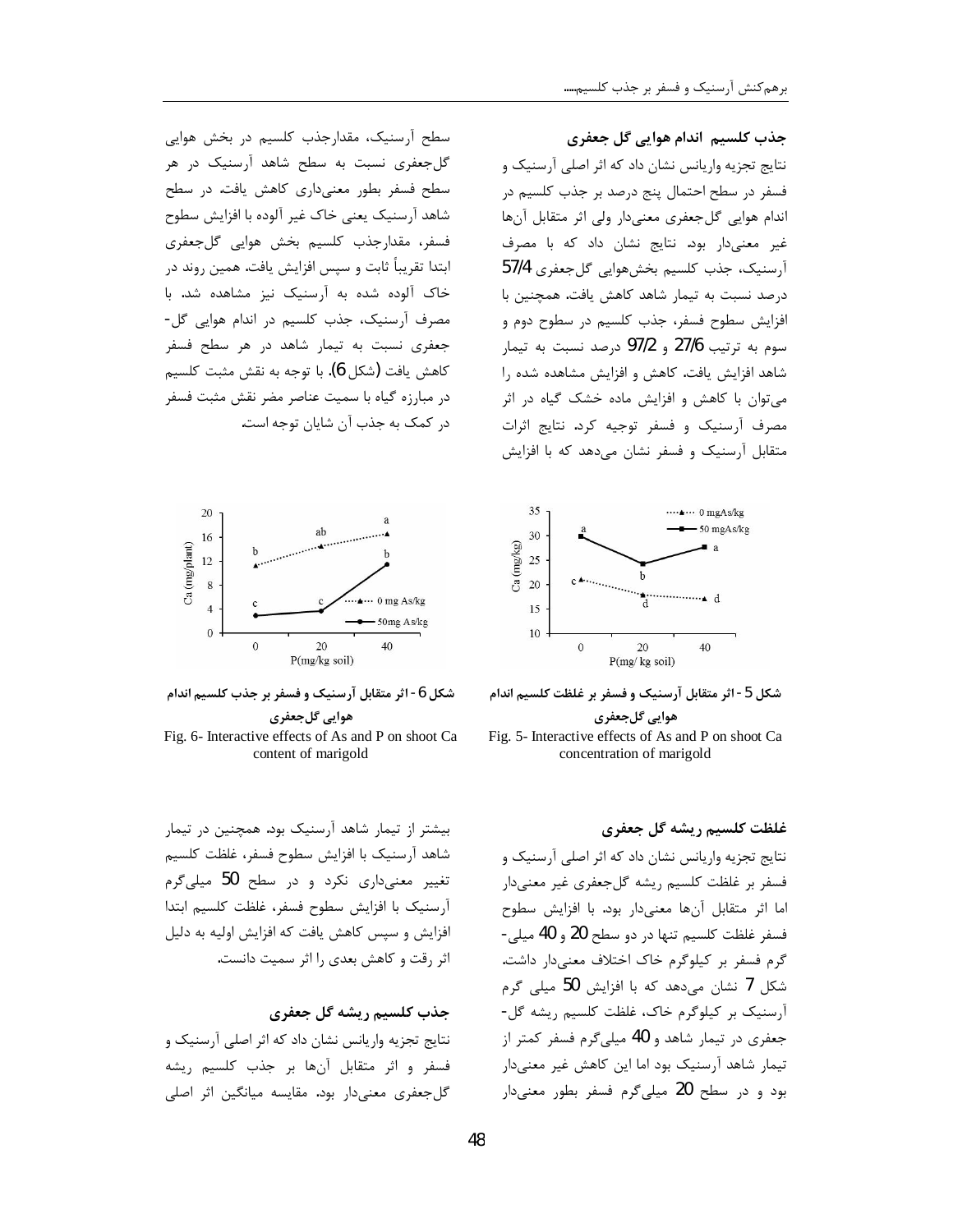### جذب کلسیم اندام هوایی گل جعفری

نتایج تجزیه واریانس نشان داد که اثر اصلی آرسنیک و فسفر در سطح احتمال پنج درصد بر جذب کلسیم در اندام هوایی گل‌جعفری معنی‌دار ولی اثر متقابل آن‌ها غیر معنی‌دار بود. نتایج نشان داد که با مصرف آرسنیک، جذب کلسیم بخش‌هوایی گل‌جعفری 57/4 درصد نسبت به تیمار شاهد کاهش یافت. همچنین با افزایش سطوح فسفر، جذب کلسیم در سطوح دوم و سوم به ترتیب 27/6 و 97/2 درصد نسبت به تیمار شاهد افزایش یافت. کاهش و افزایش مشاهده شده را می‌توان با کاهش و افزایش ماده خشک گیاه در اثر مصرف آرسنیک و فسفر توجیه کرد. نتایج اثرات متقابل آرسنیک و فسفر نشان می‌دهد که با افزایش سطح آرسنیک، مقدارجذب کلسیم در بخش هوایی گل‌جعفری نسبت به سطح شاهد آرسنیک در هر سطح فسفر بطور معنی‌داری کاهش یافت. در سطح شاهد آرسنیک یعنی خاک غیر آلوده با افزایش سطوح فسفر، مقدارجذب کلسیم بخش هوایی گل‌جعفری ابتدا تقریباً ثابت و سپس افزایش یافت. همین روند در خاک آلوده شده به آرسنیک نیز مشاهده شد. با مصرف آرسنیک، جذب کلسیم در اندام هوایی گل‌جعفری نسبت به تیمار شاهد در هر سطح فسفر کاهش یافت (شکل 6). با توجه به نقش مثبت کلسیم در مبارزه گیاه با سمیت عناصر مضر نقش مثبت فسفر در کمک به جذب آن شایان توجه است.

شکل 5- اثر متقابل آرسنیک و فسفر بر غلظت کلسیم اندام هوایی گل‌جعفری

Fig. 5- Interactive effects of As and P on shoot Ca concentration of marigold

شکل 6- اثر متقابل آرسنیک و فسفر بر جذب کلسیم اندام هوایی گل‌جعفری

Fig. 6- Interactive effects of As and P on shoot Ca content of marigold

### غلظت کلسیم ریشه گل جعفری

نتایج تجزیه واریانس نشان داد که اثر اصلی آرسنیک و فسفر بر غلظت کلسیم ریشه گل‌جعفری غیر معنی‌دار اما اثر متقابل آن‌ها معنی‌دار بود. با افزایش سطوح فسفر غلظت کلسیم تنها در دو سطح 20 و 40 میلی‌گرم فسفر بر کیلوگرم خاک اختلاف معنی‌دار داشت. شکل 7 نشان می‌دهد که با افزایش 50 میلی گرم آرسنیک بر کیلوگرم خاک، غلظت کلسیم ریشه گل‌جعفری در تیمار شاهد و 40 میلی‌گرم فسفر کمتر از تیمار شاهد آرسنیک بود اما این کاهش غیر معنی‌دار بود و در سطح 20 میلی‌گرم فسفر بطور معنی‌دار بیشتر از تیمار شاهد آرسنیک بود. همچنین در تیمار شاهد آرسنیک با افزایش سطوح فسفر، غلظت کلسیم تغییر معنی‌داری نکرد و در سطح 50 میلی‌گرم آرسنیک با افزایش سطوح فسفر، غلظت کلسیم ابتدا افزایش و سپس کاهش یافت که افزایش اولیه به دلیل اثر رقت و کاهش بعدی را اثر سمیت دانست.

### جذب کلسیم ریشه گل جعفری

نتایج تجزیه واریانس نشان داد که اثر اصلی آرسنیک و فسفر و اثر متقابل آن‌ها بر جذب کلسیم ریشه گل‌جعفری معنی‌دار بود. مقایسه میانگین اثر اصلی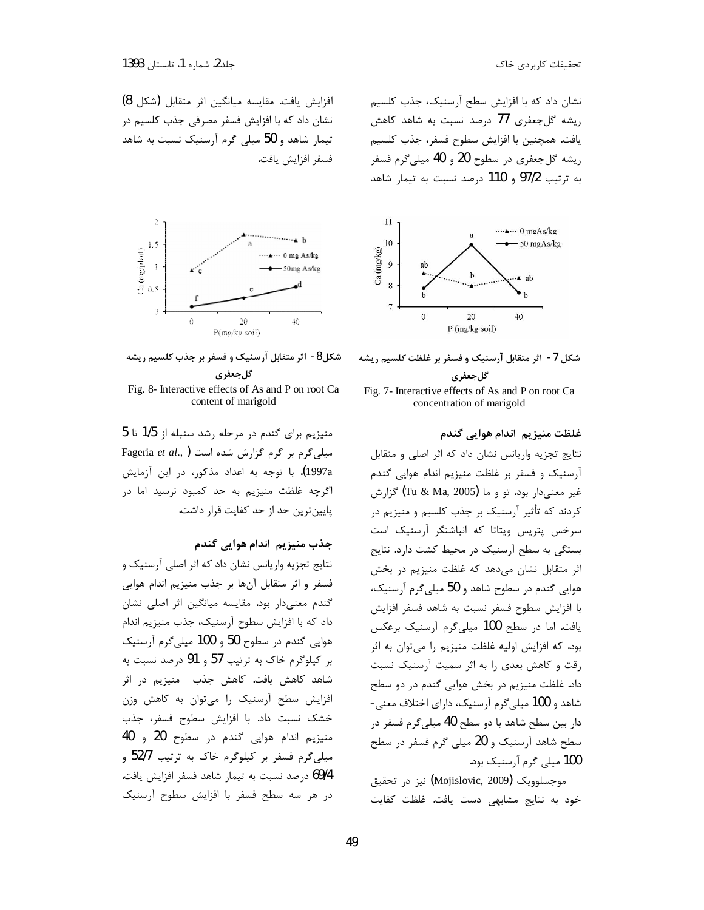نشان داد که با افزایش سطح آرسنیک، جذب کلسیم ریشه گل‌جعفری 77 درصد نسبت به شاهد کاهش یافت. همچنین با افزایش سطوح فسفر، جذب کلسیم ریشه گل‌جعفری در سطوح 20 و 40 میلی‌گرم فسفر به ترتیب 97/2 و 110 درصد نسبت به تیمار شاهد افزایش یافت. مقایسه میانگین اثر متقابل (شکل 8) نشان داد که با افزایش فسفر مصرفی جذب کلسیم در تیمار شاهد و 50 میلی گرم آرسنیک نسبت به شاهد فسفر افزایش یافت.

شکل 7- اثر متقابل آرسنیک و فسفر بر غلظت کلسیم ریشه گل‌جعفری

Fig. 7- Interactive effects of As and P on root Ca concentration of marigold

شکل8- اثر متقابل آرسنیک و فسفر بر جذب کلسیم ریشه گل‌جعفری

Fig. 8- Interactive effects of As and P on root Ca content of marigold

### غلظت منیزیم اندام هوایی گندم

نتایج تجزیه واریانس نشان داد که اثر اصلی و متقابل آرسنیک و فسفر بر غلظت منیزیم اندام هوایی گندم غیر معنی‌دار بود. تو و ما (Tu & Ma, 2005) گزارش کردند که تأثیر آرسنیک بر جذب کلسیم و منیزیم در سرخس پتریس ویتاتا که انباشتگر آرسنیک است بستگی به سطح آرسنیک در محیط کشت دارد. نتایج اثر متقابل نشان می‌دهد که غلظت منیزیم در بخش هوایی گندم در سطوح شاهد و 50 میلی‌گرم آرسنیک، با افزایش سطوح فسفر نسبت به شاهد فسفر افزایش یافت. اما در سطح 100 میلی‌گرم آرسنیک برعکس بود. که افزایش اولیه غلظت منیزیم را می‌توان به اثر رقت و کاهش بعدی را به اثر سمیت آرسنیک نسبت داد. غلظت منیزیم در بخش هوایی گندم در دو سطح شاهد و 100 میلی‌گرم آرسنیک، دارای اختلاف معنی‌دار بین سطح شاهد با دو سطح 40 میلی‌گرم فسفر در سطح شاهد آرسنیک و 20 میلی گرم فسفر در سطح 100 میلی گرم آرسنیک بود.

موجسلوویک (Mojislovic, 2009) نیز در تحقیق خود به نتایج مشابهی دست یافت. غلظت کفایت منیزیم برای گندم در مرحله رشد سنبله از 1/5 تا 5 میلی‌گرم بر گرم گزارش شده است (Fageria *et al*., 1997a). با توجه به اعداد مذکور، در این آزمایش اگرچه غلظت منیزیم به حد کمبود نرسید اما در پایین‌ترین حد از حد کفایت قرار داشت.

### جذب منیزیم اندام هوایی گندم

نتایج تجزیه واریانس نشان داد که اثر اصلی آرسنیک و فسفر و اثر متقابل آن‌ها بر جذب منیزیم اندام هوایی گندم معنی‌دار بود. مقایسه میانگین اثر اصلی نشان داد که با افزایش سطوح آرسنیک، جذب منیزیم اندام هوایی گندم در سطوح 50 و 100 میلی‌گرم آرسنیک بر کیلوگرم خاک به ترتیب 57 و 91 درصد نسبت به شاهد کاهش یافت. کاهش جذب منیزیم در اثر افزایش سطح آرسنیک را می‌توان به کاهش وزن خشک نسبت داد. با افزایش سطوح فسفر، جذب منیزیم اندام هوایی گندم در سطوح 20 و 40 میلی‌گرم فسفر بر کیلوگرم خاک به ترتیب 52/7 و 69/4 درصد نسبت به تیمار شاهد فسفر افزایش یافت. در هر سه سطح فسفر با افزایش سطوح آرسنیک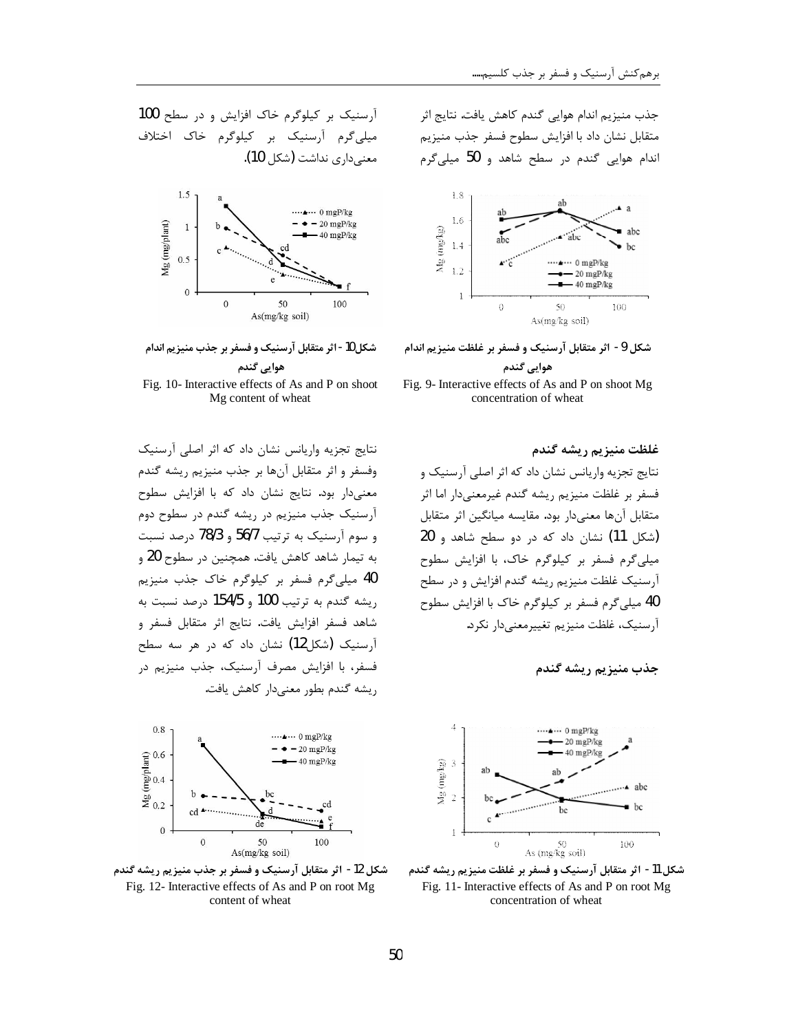جذب منیزیم اندام هوایی گندم کاهش یافت. نتایج اثر متقابل نشان داد با افزایش سطوح فسفر جذب منیزیم اندام هوایی گندم در سطح شاهد و 50 میلی‌گرم آرسنیک بر کیلوگرم خاک افزایش و در سطح 100 میلی‌گرم آرسنیک بر کیلوگرم خاک اختلاف معنی‌داری نداشت (شکل 10).

شکل 9 - اثر متقابل آرسنیک و فسفر بر غلظت منیزیم اندام هوایی گندم

Fig. 9- Interactive effects of As and P on shoot Mg concentration of wheat

شکل 10 - اثر متقابل آرسنیک و فسفر بر جذب منیزیم اندام هوایی گندم

Fig. 10- Interactive effects of As and P on shoot Mg content of wheat

### غلظت منیزیم ریشه گندم

نتایج تجزیه واریانس نشان داد که اثر اصلی آرسنیک و فسفر بر غلظت منیزیم ریشه گندم غیرمعنی‌دار اما اثر متقابل آن‌ها معنی‌دار بود. مقایسه میانگین اثر متقابل (شکل 11) نشان داد که در دو سطح شاهد و 20 میلی‌گرم فسفر بر کیلوگرم خاک، با افزایش سطوح آرسنیک غلظت منیزیم ریشه گندم افزایش و در سطح 40 میلی‌گرم فسفر بر کیلوگرم خاک با افزایش سطوح آرسنیک، غلظت منیزیم تغییرمعنی‌دار نکرد.

### جذب منیزیم ریشه گندم

نتایج تجزیه واریانس نشان داد که اثر اصلی آرسنیک وفسفر و اثر متقابل آن‌ها بر جذب منیزیم ریشه گندم معنی‌دار بود. نتایج نشان داد که با افزایش سطوح آرسنیک جذب منیزیم در ریشه گندم در سطوح دوم و سوم آرسنیک به ترتیب 56/7 و 78/3 درصد نسبت به تیمار شاهد کاهش یافت. همچنین در سطوح 20 و 40 میلی‌گرم فسفر بر کیلوگرم خاک جذب منیزیم ریشه گندم به ترتیب 100 و 154/5 درصد نسبت به شاهد فسفر افزایش یافت. نتایج اثر متقابل فسفر و آرسنیک (شکل12) نشان داد که در هر سه سطح فسفر، با افزایش مصرف آرسنیک، جذب منیزیم در ریشه گندم بطور معنی‌دار کاهش یافت.

شکل11 - اثر متقابل آرسنیک و فسفر بر غلظت منیزیم ریشه گندم

Fig. 11- Interactive effects of As and P on root Mg concentration of wheat

شکل 12 - اثر متقابل آرسنیک و فسفر بر جذب منیزیم ریشه گندم

Fig. 12- Interactive effects of As and P on root Mg content of wheat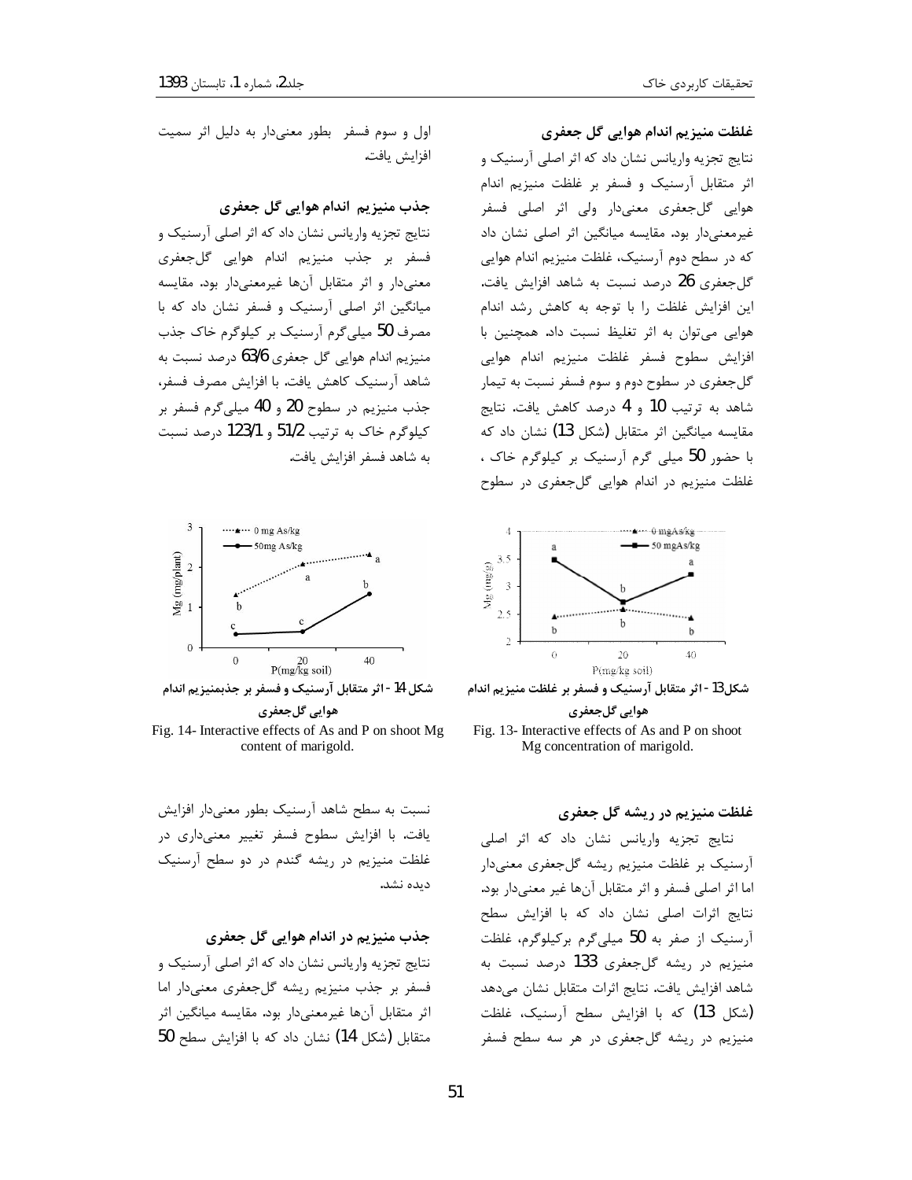### غلظت منیزیم اندام هوایی گل جعفری

نتایج تجزیه واریانس نشان داد که اثر اصلی آرسنیک و اثر متقابل آرسنیک و فسفر بر غلظت منیزیم اندام هوایی گل‌جعفری معنی‌دار بود ولی اثر اصلی فسفر غیرمعنی‌دار بود. مقایسه میانگین اثر اصلی نشان داد که در سطح دوم آرسنیک، غلظت منیزیم اندام هوایی گل‌جعفری 26 درصد نسبت به شاهد افزایش یافت. این افزایش غلظت را با توجه به کاهش رشد اندام هوایی می‌توان به اثر تغلیظ نسبت داد. همچنین با افزایش سطوح فسفر غلظت منیزیم اندام هوایی گل‌جعفری در سطوح دوم و سوم فسفر نسبت به تیمار شاهد به ترتیب 10 و 4 درصد کاهش یافت. نتایج مقایسه میانگین اثر متقابل (شکل 13) نشان داد که با حضور 50 میلی گرم آرسنیک بر کیلوگرم خاک ، غلظت منیزیم در اندام هوایی گل‌جعفری در سطوح اول و سوم فسفر بطور معنی‌دار به دلیل اثر سمیت افزایش یافت.

### جذب منیزیم اندام هوایی گل جعفری

نتایج تجزیه واریانس نشان داد که اثر اصلی آرسنیک و فسفر بر جذب منیزیم اندام هوایی گل‌جعفری معنی‌دار و اثر متقابل آن‌ها غیرمعنی‌دار بود. مقایسه میانگین اثر اصلی آرسنیک و فسفر نشان داد که با مصرف 50 میلی‌گرم آرسنیک بر کیلوگرم خاک جذب منیزیم اندام هوایی گل جعفری 63/6 درصد نسبت به شاهد آرسنیک کاهش یافت. با افزایش مصرف فسفر، جذب منیزیم در سطوح 20 و 40 میلی‌گرم فسفر بر کیلوگرم خاک به ترتیب 51/2 و 123/1 درصد نسبت به شاهد فسفر افزایش یافت.

شکل13 - اثر متقابل آرسنیک و فسفر بر غلظت منیزیم اندام هوایی گل‌جعفری

Fig. 13- Interactive effects of As and P on shoot Mg concentration of marigold.

شکل 14 - اثر متقابل آرسنیک و فسفر بر جذبمنیزیم اندام هوایی گل‌جعفری

Fig. 14- Interactive effects of As and P on shoot Mg content of marigold.

### غلظت منیزیم در ریشه گل جعفری

نتایج تجزیه واریانس نشان داد که اثر اصلی آرسنیک بر غلظت منیزیم ریشه گل‌جعفری معنی‌دار اما اثر اصلی فسفر و اثر متقابل آن‌ها غیر معنی‌دار بود. نتایج اثرات اصلی نشان داد که با افزایش سطح آرسنیک از صفر به 50 میلی‌گرم برکیلوگرم، غلظت منیزیم در ریشه گل‌جعفری 133 درصد نسبت به شاهد افزایش یافت. نتایج اثرات متقابل نشان می‌دهد (شکل 13) که با افزایش سطح آرسنیک، غلظت منیزیم در ریشه گل‌جعفری در هر سه سطح فسفر نسبت به سطح شاهد آرسنیک بطور معنی‌دار افزایش یافت. با افزایش سطوح فسفر تغییر معنی‌داری در غلظت منیزیم در ریشه گندم در دو سطح آرسنیک دیده نشد.

### جذب منیزیم در اندام هوایی گل جعفری

نتایج تجزیه واریانس نشان داد که اثر اصلی آرسنیک و فسفر بر جذب منیزیم ریشه گل‌جعفری معنی‌دار اما اثر متقابل آن‌ها غیرمعنی‌دار بود. مقایسه میانگین اثر متقابل (شکل 14) نشان داد که با افزایش سطح 50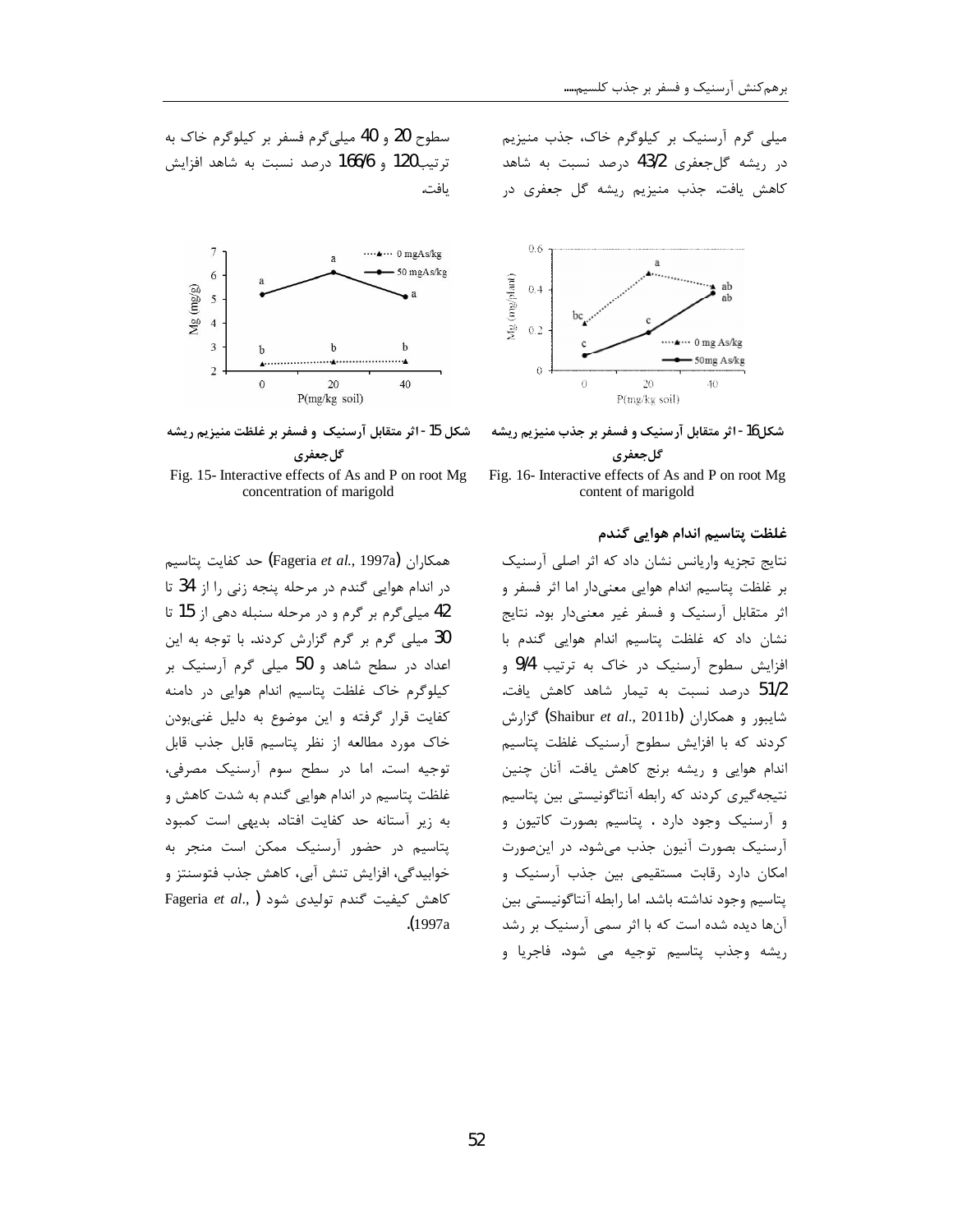میلی گرم آرسنیک بر کیلوگرم خاک، جذب منیزیم در ریشه گل‌جعفری 43/2 درصد نسبت به شاهد کاهش یافت. جذب منیزیم ریشه گل جعفری در سطوح 20 و 40 میلی‌گرم فسفر بر کیلوگرم خاک به ترتیب120 و 166/6 درصد نسبت به شاهد افزایش یافت.

شکل16 - اثر متقابل آرسنیک و فسفر بر جذب منیزیم ریشه گل‌جعفری

Fig. 16- Interactive effects of As and P on root Mg content of marigold

شکل 15 - اثر متقابل آرسنیک و فسفر بر غلظت منیزیم ریشه گل‌جعفری

Fig. 15- Interactive effects of As and P on root Mg concentration of marigold

### غلظت پتاسیم اندام هوایی گندم

نتایج تجزیه واریانس نشان داد که اثر اصلی آرسنیک بر غلظت پتاسیم اندام هوایی معنی‌دار اما اثر فسفر و اثر متقابل آرسنیک و فسفر غیر معنی‌دار بود. نتایج نشان داد که غلظت پتاسیم اندام هوایی گندم با افزایش سطوح آرسنیک در خاک به ترتیب 9/4 و 51/2 درصد نسبت به تیمار شاهد کاهش یافت. شایبور و همکاران (Shaibur *et al.*, 2011b) گزارش کردند که با افزایش سطوح آرسنیک غلظت پتاسیم اندام هوایی و ریشه برنج کاهش یافت. آنان چنین نتیجه‌گیری کردند که رابطه آنتاگونیستی بین پتاسیم و آرسنیک وجود دارد . پتاسیم بصورت کاتیون و آرسنیک بصورت آنیون جذب می‌شود. در این‌صورت امکان دارد رقابت مستقیمی بین جذب آرسنیک و پتاسیم وجود نداشته باشد. اما رابطه آنتاگونیستی بین آن‌ها دیده شده است که با اثر سمی آرسنیک بر رشد ریشه وجذب پتاسیم توجیه می شود. فاجریا و همکاران (Fageria *et al.*, 1997a) حد کفایت پتاسیم در اندام هوایی گندم در مرحله پنجه زنی را از 34 تا 42 میلی‌گرم بر گرم و در مرحله سنبله دهی از 15 تا 30 میلی گرم بر گرم گزارش کردند. با توجه به این اعداد در سطح شاهد و 50 میلی گرم آرسنیک بر کیلوگرم خاک غلظت پتاسیم اندام هوایی در دامنه کفایت قرار گرفته و این موضوع به دلیل غنی‌بودن خاک مورد مطالعه از نظر پتاسیم قابل جذب قابل توجیه است. اما در سطح سوم آرسنیک مصرفی، غلظت پتاسیم در اندام هوایی گندم به شدت کاهش و به زیر آستانه حد کفایت افتاد. بدیهی است کمبود پتاسیم در حضور آرسنیک ممکن است منجر به خوابیدگی، افزایش تنش آبی، کاهش جذب فتوسنتز و کاهش کیفیت گندم تولیدی شود (Fageria *et al.*, 1997a).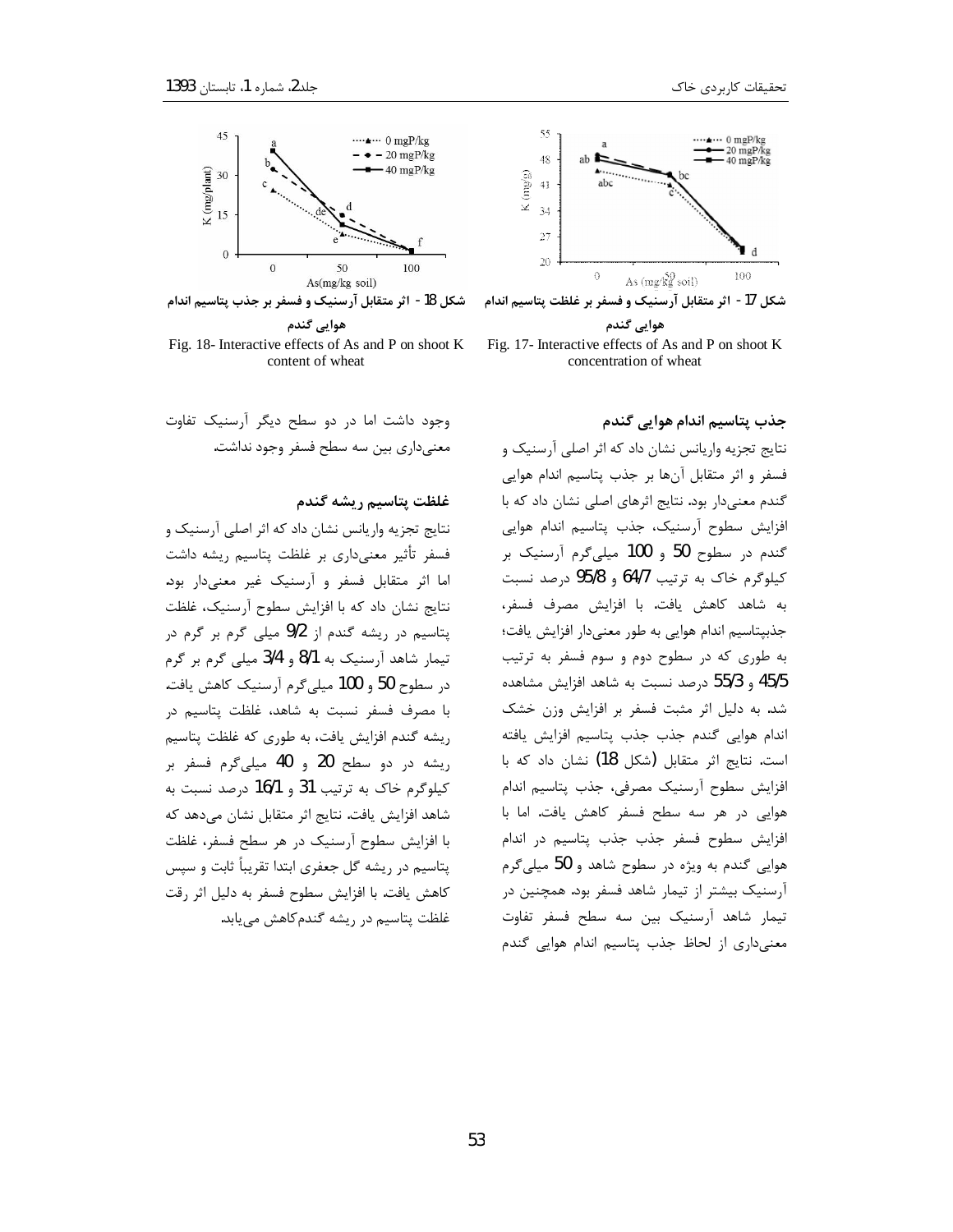شکل 17 - اثر متقابل آرسنیک و فسفر بر غلظت پتاسیم اندام هوایی گندم

Fig. 17- Interactive effects of As and P on shoot K concentration of wheat

شکل 18 - اثر متقابل آرسنیک و فسفر بر جذب پتاسیم اندام هوایی گندم

Fig. 18- Interactive effects of As and P on shoot K content of wheat

**جذب پتاسیم اندام هوایی گندم**

نتایج تجزیه واریانس نشان داد که اثر اصلی آرسنیک و فسفر و اثر متقابل آن‌ها بر جذب پتاسیم اندام هوایی گندم معنی‌دار بود. نتایج اثرهای اصلی نشان داد که با افزایش سطوح آرسنیک، جذب پتاسیم اندام هوایی گندم در سطوح 50 و 100 میلی‌گرم آرسنیک بر کیلوگرم خاک به ترتیب 64/7 و 95/8 درصد نسبت به شاهد کاهش یافت. با افزایش مصرف فسفر، جذب‌پتاسیم اندام هوایی به طور معنی‌دار افزایش یافت؛ به طوری که در سطوح دوم و سوم فسفر به ترتیب 45/5 و 55/3 درصد نسبت به شاهد افزایش مشاهده شد. به دلیل اثر مثبت فسفر بر افزایش وزن خشک اندام هوایی گندم جذب جذب پتاسیم افزایش یافته است. نتایج اثر متقابل (شکل 18) نشان داد که با افزایش سطوح آرسنیک مصرفی، جذب پتاسیم اندام هوایی در هر سه سطح فسفر کاهش یافت. اما با افزایش سطوح فسفر جذب جذب پتاسیم در اندام هوایی گندم به ویژه در سطوح شاهد و 50 میلی‌گرم آرسنیک بیشتر از تیمار شاهد فسفر بود. همچنین در تیمار شاهد آرسنیک بین سه سطح فسفر تفاوت معنی‌داری از لحاظ جذب پتاسیم اندام هوایی گندم وجود داشت اما در دو سطح دیگر آرسنیک تفاوت معنی‌داری بین سه سطح فسفر وجود نداشت.

**غلظت پتاسیم ریشه گندم**

نتایج تجزیه واریانس نشان داد که اثر اصلی آرسنیک و فسفر تأثیر معنی‌داری بر غلظت پتاسیم ریشه داشت اما اثر متقابل فسفر و آرسنیک غیر معنی‌دار بود. نتایج نشان داد که با افزایش سطوح آرسنیک، غلظت پتاسیم در ریشه گندم از 9/2 میلی گرم بر گرم در تیمار شاهد آرسنیک به 8/1 و 3/4 میلی گرم بر گرم در سطوح 50 و 100 میلی‌گرم آرسنیک کاهش یافت. با مصرف فسفر نسبت به شاهد، غلظت پتاسیم در ریشه گندم افزایش یافت، به طوری که غلظت پتاسیم ریشه در دو سطح 20 و 40 میلی‌گرم فسفر بر کیلوگرم خاک به ترتیب 31 و 16/1 درصد نسبت به شاهد افزایش یافت. نتایج اثر متقابل نشان می‌دهد که با افزایش سطوح آرسنیک در هر سطح فسفر، غلظت پتاسیم در ریشه گل جعفری ابتدا تقریباً ثابت و سپس کاهش یافت. با افزایش سطوح فسفر به دلیل اثر رقت غلظت پتاسیم در ریشه گندم‌کاهش می‌یابد.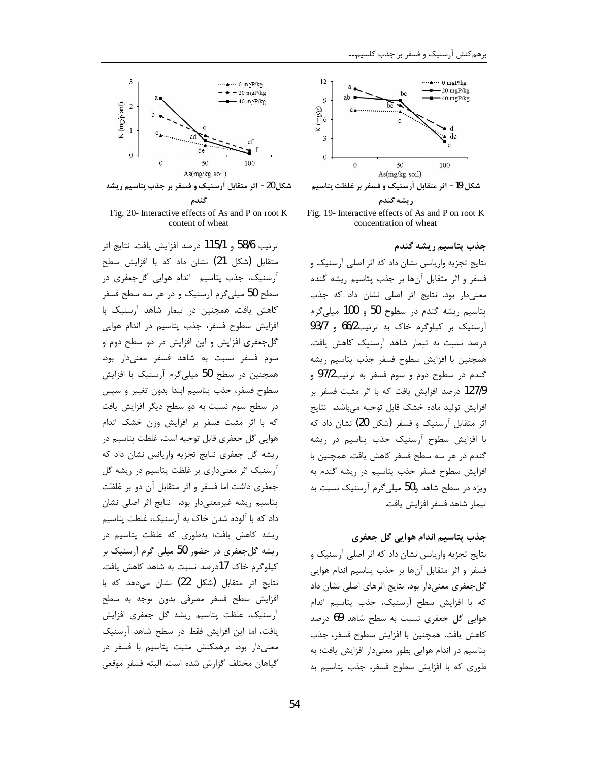شکل 19 - اثر متقابل آرسنیک و فسفر بر غلظت پتاسیم ریشه گندم

Fig. 19- Interactive effects of As and P on root K concentration of wheat

شکل 20 - اثر متقابل آرسنیک و فسفر بر جذب پتاسیم ریشه گندم

Fig. 20- Interactive effects of As and P on root K content of wheat

### جذب پتاسیم ریشه گندم

نتایج تجزیه واریانس نشان داد که اثر اصلی آرسنیک و فسفر و اثر متقابل آن‌ها بر جذب پتاسیم ریشه گندم معنی‌دار بود. نتایج اثر اصلی نشان داد که جذب پتاسیم ریشه گندم در سطوح 50 و 100 میلی‌گرم آرسنیک بر کیلوگرم خاک به ترتیب 66/2 و 93/7 درصد نسبت به تیمار شاهد آرسنیک کاهش یافت. همچنین با افزایش سطوح فسفر جذب پتاسیم ریشه گندم در سطوح دوم و سوم فسفر به ترتیب 97/2 و 127/9 درصد افزایش یافت که با اثر مثبت فسفر بر افزایش تولید ماده خشک قابل توجیه می‌باشد. نتایج اثر متقابل آرسنیک و فسفر (شکل 20) نشان داد که با افزایش سطوح آرسنیک جذب پتاسیم در ریشه گندم در هر سه سطح فسفر کاهش یافت. همچنین با افزایش سطوح فسفر جذب پتاسیم در ریشه گندم به ویژه در سطح شاهد و 50 میلی‌گرم آرسنیک نسبت به تیمار شاهد فسفر افزایش یافت.

### جذب پتاسیم اندام هوایی گل جعفری

نتایج تجزیه واریانس نشان داد که اثر اصلی آرسنیک و فسفر و اثر متقابل آن‌ها بر جذب پتاسیم اندام هوایی گل‌جعفری معنی‌دار بود. نتایج اثرهای اصلی نشان داد که با افزایش سطح آرسنیک، جذب پتاسیم اندام هوایی گل جعفری نسبت به سطح شاهد 69 درصد کاهش یافت. همچنین با افزایش سطوح فسفر، جذب پتاسیم در اندام هوایی بطور معنی‌دار افزایش یافت؛ به طوری که با افزایش سطوح فسفر، جذب پتاسیم به ترتیب 58/6 و 115/1 درصد افزایش یافت. نتایج اثر متقابل (شکل 21) نشان داد که با افزایش سطح آرسنیک، جذب پتاسیم اندام هوایی گل‌جعفری در سطح 50 میلی‌گرم آرسنیک و در هر سه سطح فسفر کاهش یافت. همچنین در تیمار شاهد آرسنیک با افزایش سطوح فسفر، جذب پتاسیم در اندام هوایی گل‌جعفری افزایش و این افزایش در دو سطح دوم و سوم فسفر نسبت به شاهد فسفر معنی‌دار بود. همچنین در سطح 50 میلی‌گرم آرسنیک با افزایش سطوح فسفر، جذب پتاسیم ابتدا بدون تغییر و سپس در سطح سوم نسبت به دو سطح دیگر افزایش یافت که با اثر مثبت فسفر بر افزایش وزن خشک اندام هوایی گل جعفری قابل توجیه است. غلظت پتاسیم در ریشه گل جعفری نتایج تجزیه واریانس نشان داد که آرسنیک اثر معنی‌داری بر غلظت پتاسیم در ریشه گل جعفری داشت اما فسفر و اثر متقابل آن دو بر غلظت پتاسیم ریشه غیرمعنی‌دار بود. نتایج اثر اصلی نشان داد که با آلوده شدن خاک به آرسنیک، غلظت پتاسیم ریشه کاهش یافت؛ به‌طوری که غلظت پتاسیم در ریشه گل‌جعفری در حضور 50 میلی گرم آرسنیک بر کیلوگرم خاک 17درصد نسبت به شاهد کاهش یافت. نتایج اثر متقابل (شکل 22) نشان می‌دهد که با افزایش سطح فسفر مصرفی بدون توجه به سطح آرسنیک، غلظت پتاسیم ریشه گل جعفری افزایش یافت، اما این افزایش فقط در سطح شاهد آرسنیک معنی‌دار بود. برهمکنش مثبت پتاسیم با فسفر در گیاهان مختلف گزارش شده است. البته فسفر موقعی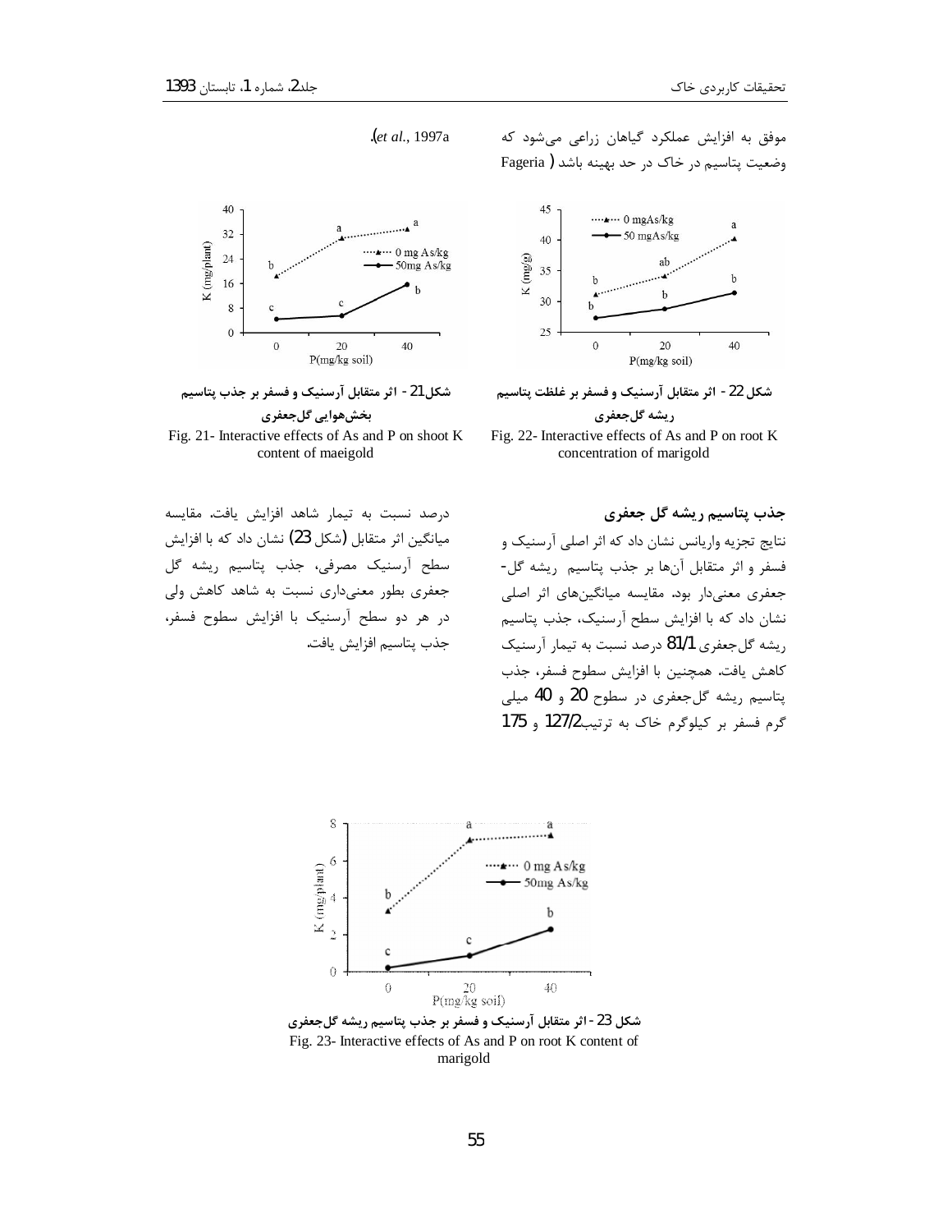موفق به افزایش عملکرد گیاهان زراعی می‌شود که وضعیت پتاسیم در خاک در حد بهینه باشد (Fageria *et al.*, 1997a).

**شکل 22 - اثر متقابل آرسنیک و فسفر بر غلظت پتاسیم ریشه گل‌جعفری**

Fig. 22- Interactive effects of As and P on root K concentration of marigold

**شکل 21 - اثر متقابل آرسنیک و فسفر بر جذب پتاسیم بخش‌هوایی گل‌جعفری**

Fig. 21- Interactive effects of As and P on shoot K content of maeigold

**جذب پتاسیم ریشه گل جعفری**

نتایج تجزیه واریانس نشان داد که اثر اصلی آرسنیک و فسفر و اثر متقابل آن‌ها بر جذب پتاسیم ریشه گل‌جعفری معنی‌دار بود. مقایسه میانگین‌های اثر اصلی نشان داد که با افزایش سطح آرسنیک، جذب پتاسیم ریشه گل‌جعفری 81/1 درصد نسبت به تیمار آرسنیک کاهش یافت. همچنین با افزایش سطوح فسفر، جذب پتاسیم ریشه گل‌جعفری در سطوح 20 و 40 میلی گرم فسفر بر کیلوگرم خاک به ترتیب127/2 و 175 درصد نسبت به تیمار شاهد افزایش یافت. مقایسه میانگین اثر متقابل (شکل 23) نشان داد که با افزایش سطح آرسنیک مصرفی، جذب پتاسیم ریشه گل جعفری بطور معنی‌داری نسبت به شاهد کاهش ولی در هر دو سطح آرسنیک با افزایش سطوح فسفر، جذب پتاسیم افزایش یافت.

**شکل 23 - اثر متقابل آرسنیک و فسفر بر جذب پتاسیم ریشه گل‌جعفری**

Fig. 23- Interactive effects of As and P on root K content of marigold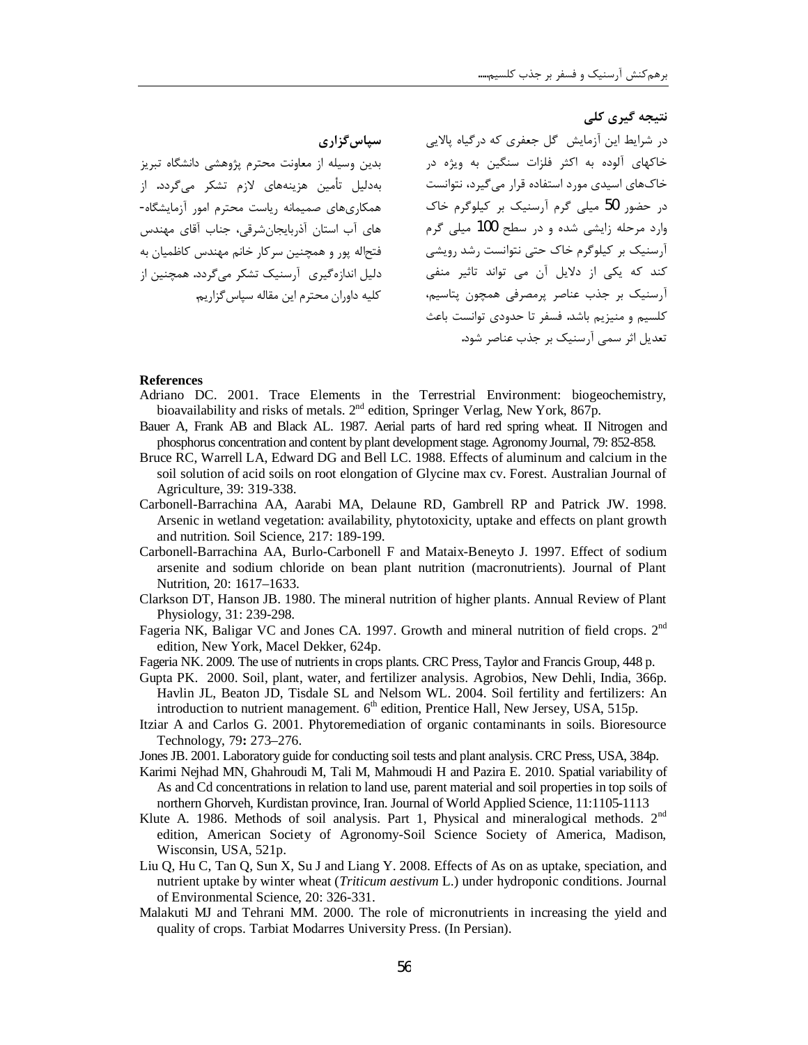## نتیجه گیری کلی

در شرایط این آزمایش گل جعفری که درگیاه پالایی خاکهای آلوده به اکثر فلزات سنگین به ویژه در خاک‌های اسیدی مورد استفاده قرار می‌گیرد، نتوانست در حضور 50 میلی گرم آرسنیک بر کیلوگرم خاک وارد مرحله زایشی شده و در سطح 100 میلی گرم آرسنیک بر کیلوگرم خاک حتی نتوانست رشد رویشی کند که یکی از دلایل آن می تواند تاثیر منفی آرسنیک بر جذب عناصر پرمصرفی همچون پتاسیم، کلسیم و منیزیم باشد. فسفر تا حدودی توانست باعث تعدیل اثر سمی آرسنیک بر جذب عناصر شود.

## سپاس‌گزاری

بدین وسیله از معاونت محترم پژوهشی دانشگاه تبریز به‌دلیل تأمین هزینه‌های لازم تشکر می‌گردد. از همکاری‌های صمیمانه ریاست محترم امور آزمایشگاه‌های آب استان آذربایجان‌شرقی، جناب آقای مهندس فتح‌اله پور و همچنین سرکار خانم مهندس کاظمیان به دلیل اندازه‌گیری آرسنیک تشکر می‌گردد. همچنین از کلیه داوران محترم این مقاله سپاس‌گزاریم.

**References**

Adriano DC. 2001. Trace Elements in the Terrestrial Environment: biogeochemistry, bioavailability and risks of metals. 2nd edition, Springer Verlag, New York, 867p.

Bauer A, Frank AB and Black AL. 1987. Aerial parts of hard red spring wheat. II Nitrogen and phosphorus concentration and content by plant development stage. Agronomy Journal, 79: 852-858.

Bruce RC, Warrell LA, Edward DG and Bell LC. 1988. Effects of aluminum and calcium in the soil solution of acid soils on root elongation of Glycine max cv. Forest. Australian Journal of Agriculture, 39: 319-338.

Carbonell-Barrachina AA, Aarabi MA, Delaune RD, Gambrell RP and Patrick JW. 1998. Arsenic in wetland vegetation: availability, phytotoxicity, uptake and effects on plant growth and nutrition. Soil Science, 217: 189-199.

Carbonell-Barrachina AA, Burlo-Carbonell F and Mataix-Beneyto J. 1997. Effect of sodium arsenite and sodium chloride on bean plant nutrition (macronutrients). Journal of Plant Nutrition, 20: 1617–1633.

Clarkson DT, Hanson JB. 1980. The mineral nutrition of higher plants. Annual Review of Plant Physiology, 31: 239-298.

Fageria NK, Baligar VC and Jones CA. 1997. Growth and mineral nutrition of field crops. 2nd edition, New York, Macel Dekker, 624p.

Fageria NK. 2009. The use of nutrients in crops plants. CRC Press, Taylor and Francis Group, 448 p.

Gupta PK. 2000. Soil, plant, water, and fertilizer analysis. Agrobios, New Dehli, India, 366p.

Havlin JL, Beaton JD, Tisdale SL and Nelsom WL. 2004. Soil fertility and fertilizers: An introduction to nutrient management. 6th edition, Prentice Hall, New Jersey, USA, 515p.

Itziar A and Carlos G. 2001. Phytoremediation of organic contaminants in soils. Bioresource Technology, 79**:** 273–276.

Jones JB. 2001. Laboratory guide for conducting soil tests and plant analysis. CRC Press, USA, 384p.

Karimi Nejhad MN, Ghahroudi M, Tali M, Mahmoudi H and Pazira E. 2010. Spatial variability of As and Cd concentrations in relation to land use, parent material and soil properties in top soils of northern Ghorveh, Kurdistan province, Iran. Journal of World Applied Science, 11:1105-1113

Klute A. 1986. Methods of soil analysis. Part 1, Physical and mineralogical methods. 2nd edition, American Society of Agronomy-Soil Science Society of America, Madison, Wisconsin, USA, 521p.

Liu Q, Hu C, Tan Q, Sun X, Su J and Liang Y. 2008. Effects of As on as uptake, speciation, and nutrient uptake by winter wheat (*Triticum aestivum* L.) under hydroponic conditions. Journal of Environmental Science, 20: 326-331.

Malakuti MJ and Tehrani MM. 2000. The role of micronutrients in increasing the yield and quality of crops. Tarbiat Modarres University Press. (In Persian).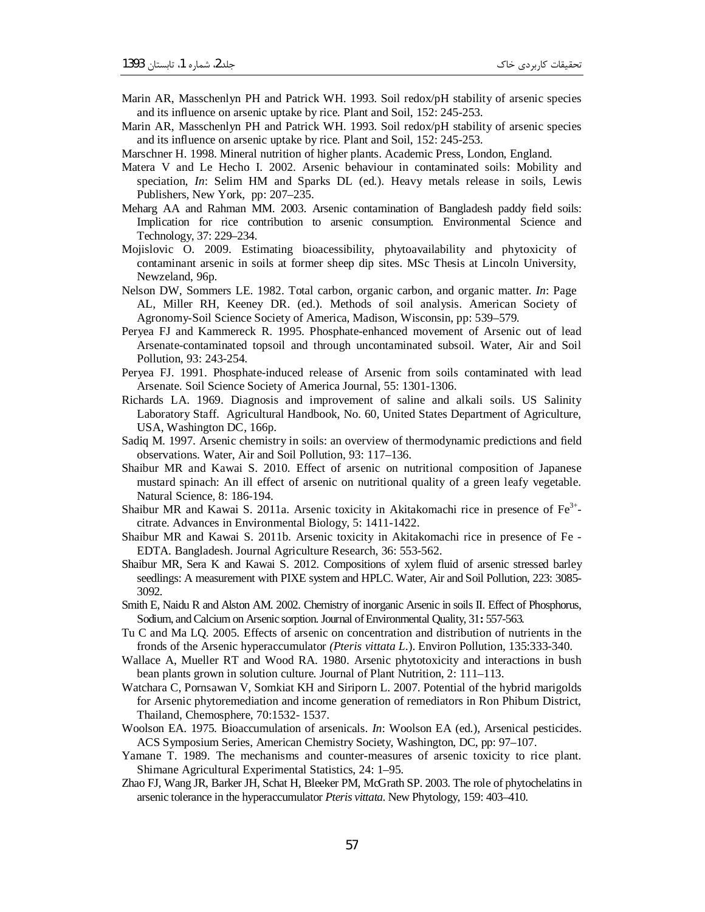Marin AR, Masschenlyn PH and Patrick WH. 1993. Soil redox/pH stability of arsenic species and its influence on arsenic uptake by rice. Plant and Soil, 152: 245-253.

Marin AR, Masschenlyn PH and Patrick WH. 1993. Soil redox/pH stability of arsenic species and its influence on arsenic uptake by rice. Plant and Soil, 152: 245-253.

Marschner H. 1998. Mineral nutrition of higher plants. Academic Press, London, England.

Matera V and Le Hecho I. 2002. Arsenic behaviour in contaminated soils: Mobility and speciation, *In*: Selim HM and Sparks DL (ed.). Heavy metals release in soils, Lewis Publishers, New York, pp: 207–235.

Meharg AA and Rahman MM. 2003. Arsenic contamination of Bangladesh paddy field soils: Implication for rice contribution to arsenic consumption. Environmental Science and Technology, 37: 229–234.

Mojislovic O. 2009. Estimating bioacessibility, phytoavailability and phytoxicity of contaminant arsenic in soils at former sheep dip sites. MSc Thesis at Lincoln University, Newzeland, 96p.

Nelson DW, Sommers LE. 1982. Total carbon, organic carbon, and organic matter. *In*: Page AL, Miller RH, Keeney DR. (ed.). Methods of soil analysis. American Society of Agronomy-Soil Science Society of America, Madison, Wisconsin, pp: 539–579.

Peryea FJ and Kammereck R. 1995. Phosphate-enhanced movement of Arsenic out of lead Arsenate-contaminated topsoil and through uncontaminated subsoil. Water, Air and Soil Pollution, 93: 243-254.

Peryea FJ. 1991. Phosphate-induced release of Arsenic from soils contaminated with lead Arsenate. Soil Science Society of America Journal, 55: 1301-1306.

Richards LA. 1969. Diagnosis and improvement of saline and alkali soils. US Salinity Laboratory Staff. Agricultural Handbook, No. 60, United States Department of Agriculture, USA, Washington DC, 166p.

Sadiq M. 1997. Arsenic chemistry in soils: an overview of thermodynamic predictions and field observations. Water, Air and Soil Pollution, 93: 117–136.

Shaibur MR and Kawai S. 2010. Effect of arsenic on nutritional composition of Japanese mustard spinach: An ill effect of arsenic on nutritional quality of a green leafy vegetable. Natural Science, 8: 186-194.

Shaibur MR and Kawai S. 2011a. Arsenic toxicity in Akitakomachi rice in presence of $Fe^{3+}$-citrate. Advances in Environmental Biology, 5: 1411-1422.

Shaibur MR and Kawai S. 2011b. Arsenic toxicity in Akitakomachi rice in presence of Fe - EDTA. Bangladesh. Journal Agriculture Research, 36: 553-562.

Shaibur MR, Sera K and Kawai S. 2012. Compositions of xylem fluid of arsenic stressed barley seedlings: A measurement with PIXE system and HPLC. Water, Air and Soil Pollution, 223: 3085-3092.

Smith E, Naidu R and Alston AM. 2002. Chemistry of inorganic Arsenic in soils II. Effect of Phosphorus, Sodium, and Calcium on Arsenic sorption. Journal of Environmental Quality, 31**:** 557-563.

Tu C and Ma LQ. 2005. Effects of arsenic on concentration and distribution of nutrients in the fronds of the Arsenic hyperaccumulator *(Pteris vittata L.*). Environ Pollution, 135:333-340.

Wallace A, Mueller RT and Wood RA. 1980. Arsenic phytotoxicity and interactions in bush bean plants grown in solution culture. Journal of Plant Nutrition, 2: 111–113.

Watchara C, Pornsawan V, Somkiat KH and Siriporn L. 2007. Potential of the hybrid marigolds for Arsenic phytoremediation and income generation of remediators in Ron Phibum District, Thailand, Chemosphere, 70:1532- 1537.

Woolson EA. 1975. Bioaccumulation of arsenicals. *In*: Woolson EA (ed.), Arsenical pesticides. ACS Symposium Series, American Chemistry Society, Washington, DC, pp: 97–107.

Yamane T. 1989. The mechanisms and counter-measures of arsenic toxicity to rice plant. Shimane Agricultural Experimental Statistics, 24: 1–95.

Zhao FJ, Wang JR, Barker JH, Schat H, Bleeker PM, McGrath SP. 2003. The role of phytochelatins in arsenic tolerance in the hyperaccumulator *Pteris vittata*. New Phytology, 159: 403–410.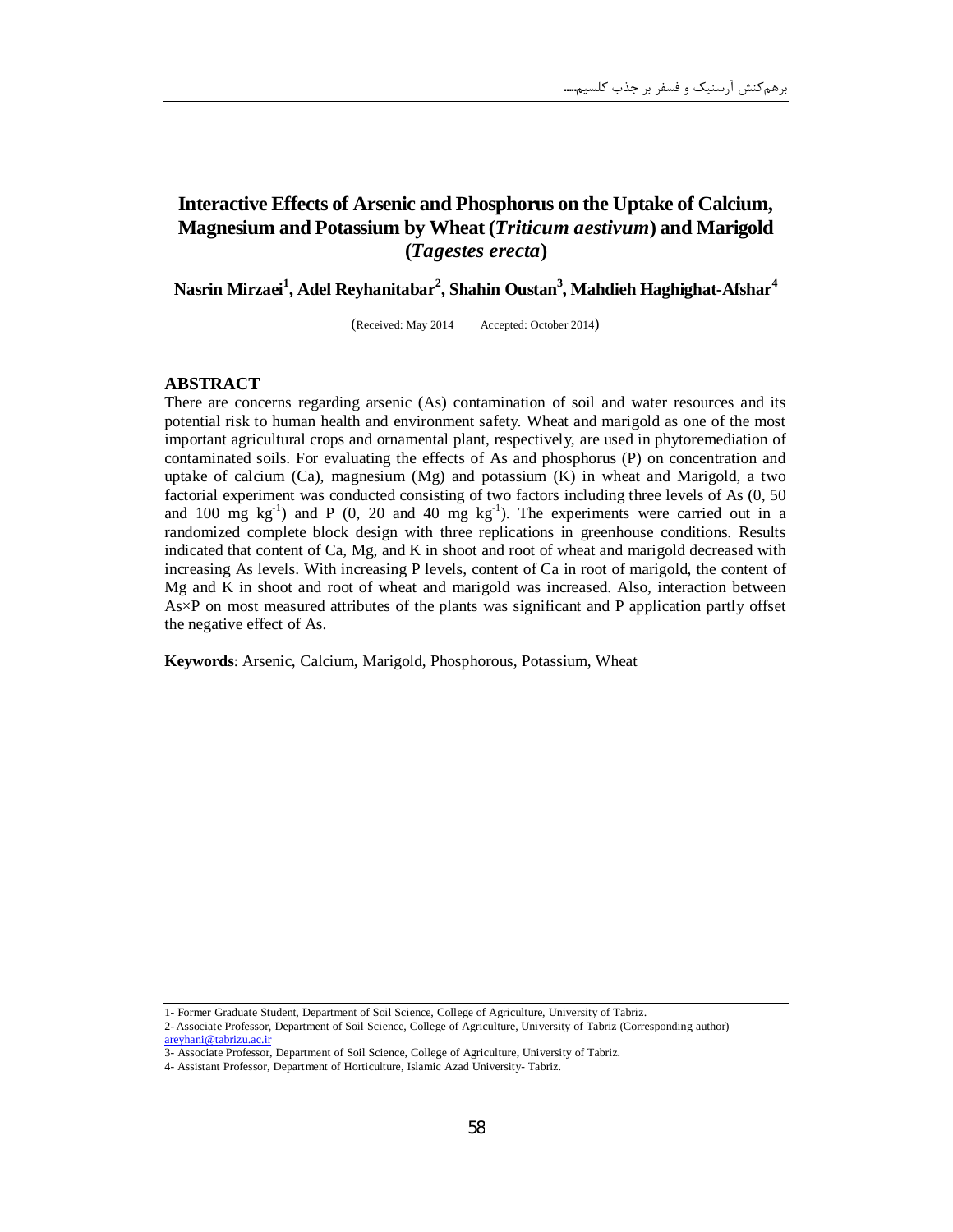# Interactive Effects of Arsenic and Phosphorus on the Uptake of Calcium, Magnesium and Potassium by Wheat (*Triticum aestivum*) and Marigold (*Tagestes erecta*)

**Nasrin Mirzaei[1], Adel Reyhanitabar[2], Shahin Oustan[3], Mahdieh Haghighat-Afshar[4]**

(Received: May 2014 Accepted: October 2014)

## ABSTRACT

There are concerns regarding arsenic (As) contamination of soil and water resources and its potential risk to human health and environment safety. Wheat and marigold as one of the most important agricultural crops and ornamental plant, respectively, are used in phytoremediation of contaminated soils. For evaluating the effects of As and phosphorus (P) on concentration and uptake of calcium (Ca), magnesium (Mg) and potassium (K) in wheat and Marigold, a two factorial experiment was conducted consisting of two factors including three levels of As (0, 50 and 100 mg $kg^{-1}$) and P (0, 20 and 40 mg $kg^{-1}$). The experiments were carried out in a randomized complete block design with three replications in greenhouse conditions. Results indicated that content of Ca, Mg, and K in shoot and root of wheat and marigold decreased with increasing As levels. With increasing P levels, content of Ca in root of marigold, the content of Mg and K in shoot and root of wheat and marigold was increased. Also, interaction between As×P on most measured attributes of the plants was significant and P application partly offset the negative effect of As.

**Keywords**: Arsenic, Calcium, Marigold, Phosphorous, Potassium, Wheat

---

1- Former Graduate Student, Department of Soil Science, College of Agriculture, University of Tabriz.

2- Associate Professor, Department of Soil Science, College of Agriculture, University of Tabriz (Corresponding author) areyhani@tabrizu.ac.ir

3- Associate Professor, Department of Soil Science, College of Agriculture, University of Tabriz.

4- Assistant Professor, Department of Horticulture, Islamic Azad University- Tabriz.